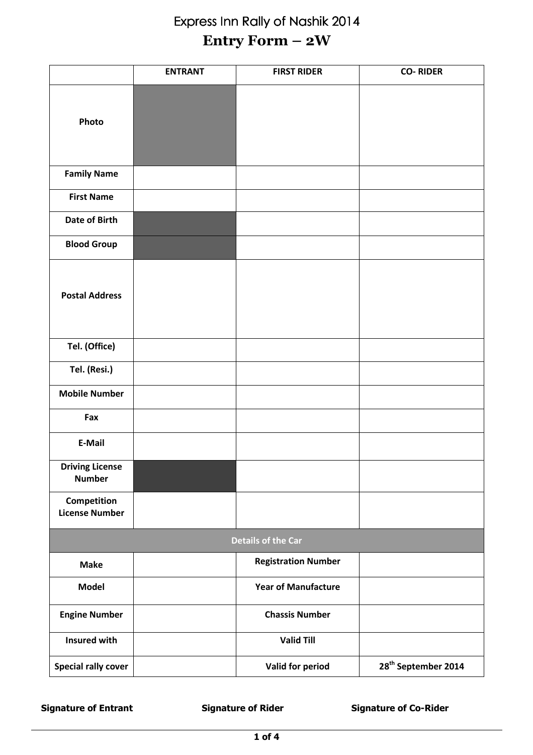# Express Inn Rally of Nashik 2014

## Entry Form – 2W

| | ENTRANT | FIRST RIDER | CO- RIDER |
|---|---|---|---|
| Photo | | | |
| Family Name | | | |
| First Name | | | |
| Date of Birth | | | |
| Blood Group | | | |
| Postal Address | | | |
| Tel. (Office) | | | |
| Tel. (Resi.) | | | |
| Mobile Number | | | |
| Fax | | | |
| E-Mail | | | |
| Driving License Number | | | |
| Competition License Number | | | |
| **Details of the Car** | | | |
| Make | | Registration Number | |
| Model | | Year of Manufacture | |
| Engine Number | | Chassis Number | |
| Insured with | | Valid Till | |
| Special rally cover | | Valid for period | 28th September 2014 |

**Signature of Entrant** **Signature of Rider** **Signature of Co-Rider**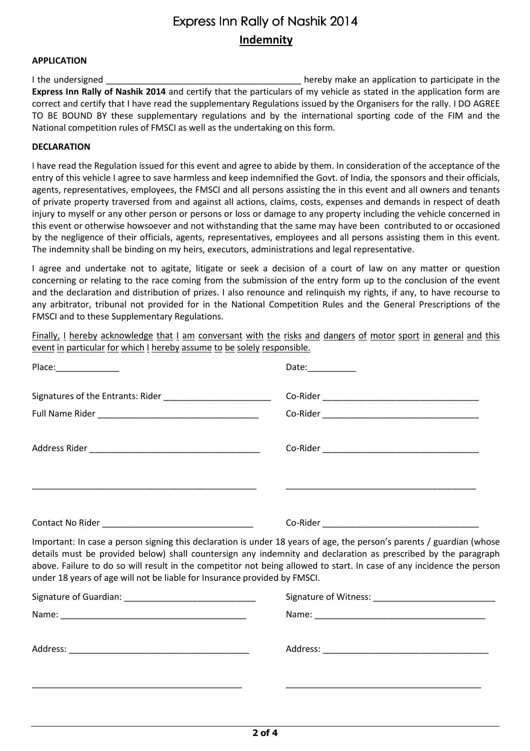# Express Inn Rally of Nashik 2014

## Indemnity

**APPLICATION**

I the undersigned ________________________________________ hereby make an application to participate in the **Express Inn Rally of Nashik 2014** and certify that the particulars of my vehicle as stated in the application form are correct and certify that I have read the supplementary Regulations issued by the Organisers for the rally. I DO AGREE TO BE BOUND BY these supplementary regulations and by the international sporting code of the FIM and the National competition rules of FMSCI as well as the undertaking on this form.

**DECLARATION**

I have read the Regulation issued for this event and agree to abide by them. In consideration of the acceptance of the entry of this vehicle I agree to save harmless and keep indemnified the Govt. of India, the sponsors and their officials, agents, representatives, employees, the FMSCI and all persons assisting the in this event and all owners and tenants of private property traversed from and against all actions, claims, costs, expenses and demands in respect of death injury to myself or any other person or persons or loss or damage to any property including the vehicle concerned in this event or otherwise howsoever and not withstanding that the same may have been contributed to or occasioned by the negligence of their officials, agents, representatives, employees and all persons assisting them in this event. The indemnity shall be binding on my heirs, executors, administrations and legal representative.

I agree and undertake not to agitate, litigate or seek a decision of a court of law on any matter or question concerning or relating to the race coming from the submission of the entry form up to the conclusion of the event and the declaration and distribution of prizes. I also renounce and relinquish my rights, if any, to have recourse to any arbitrator, tribunal not provided for in the National Competition Rules and the General Prescriptions of the FMSCI and to these Supplementary Regulations.

<u>Finally, I hereby acknowledge that I am conversant with the risks and dangers of motor sport in general and this event in particular for which I hereby assume to be solely responsible.</u>

Place:_____________ Date:__________

Signatures of the Entrants: Rider ______________________ Co-Rider ________________________________

Full Name Rider _________________________________ Co-Rider ________________________________

Address Rider ___________________________________ Co-Rider ________________________________

_______________________________________________ _______________________________________

Contact No Rider _______________________________ Co-Rider ________________________________

Important: In case a person signing this declaration is under 18 years of age, the person's parents / guardian (whose details must be provided below) shall countersign any indemnity and declaration as prescribed by the paragraph above. Failure to do so will result in the competitor not being allowed to start. In case of any incidence the person under 18 years of age will not be liable for Insurance provided by FMSCI.

Signature of Guardian: ___________________________ Signature of Witness: _________________________

Name: _____________________________________ Name: ___________________________________

Address: ___________________________________ Address: _________________________________

_______________________________________________ _______________________________________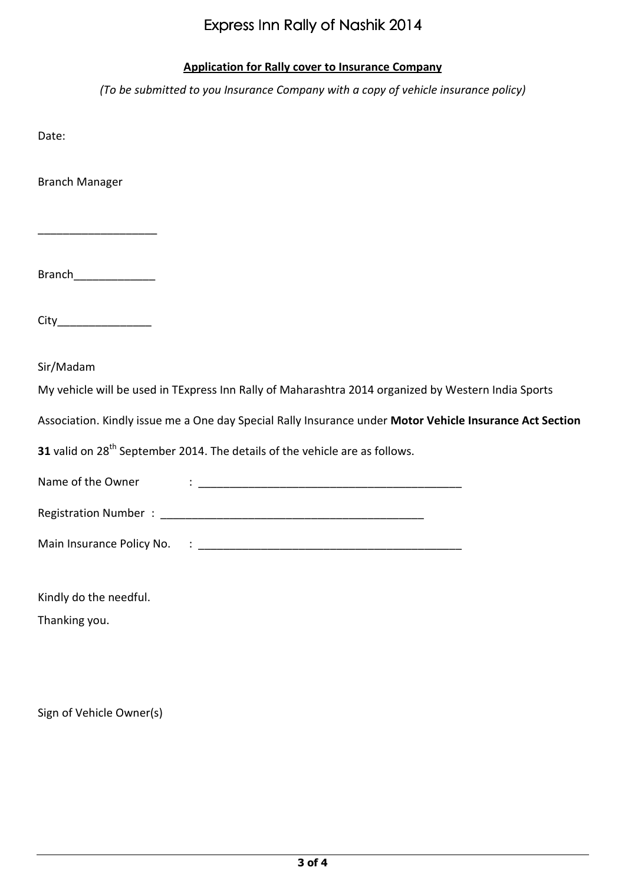**Application for Rally cover to Insurance Company**

*(To be submitted to you Insurance Company with a copy of vehicle insurance policy)*

Date:

Branch Manager

___________________

Branch_____________

City_______________

Sir/Madam

My vehicle will be used in TExpress Inn Rally of Maharashtra 2014 organized by Western India Sports Association. Kindly issue me a One day Special Rally Insurance under **Motor Vehicle Insurance Act Section 31** valid on 28th September 2014. The details of the vehicle are as follows.

Name of the Owner : ___________________________________________

Registration Number : ___________________________________________

Main Insurance Policy No. : ___________________________________________

Kindly do the needful.

Thanking you.

Sign of Vehicle Owner(s)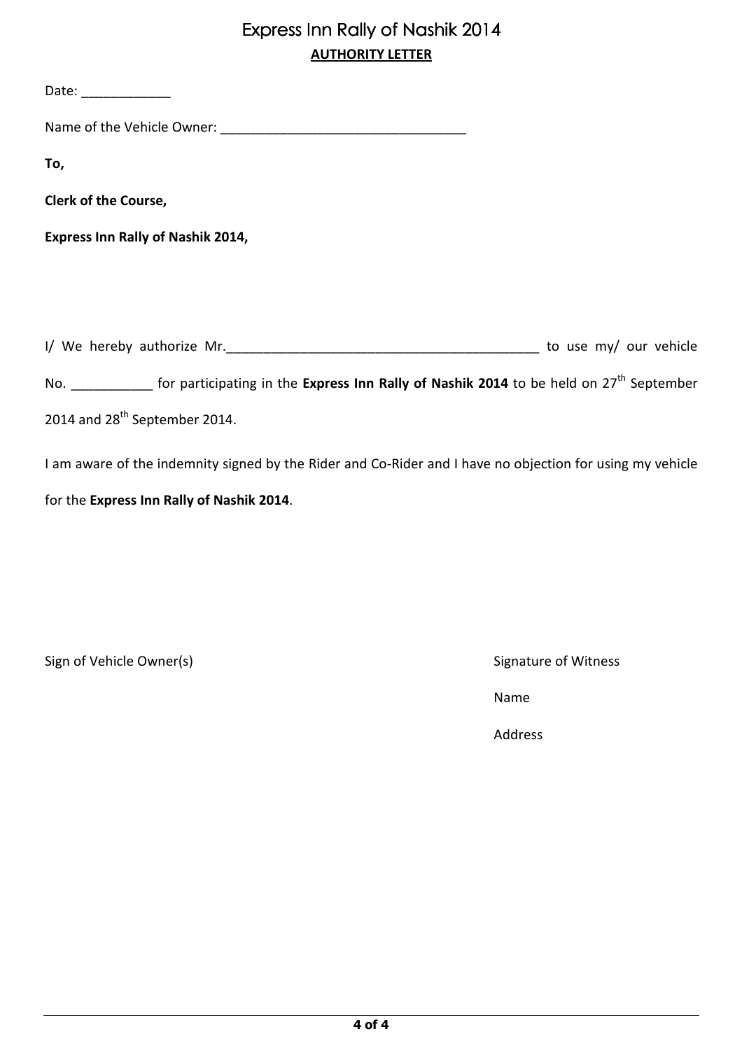# Express Inn Rally of Nashik 2014

## AUTHORITY LETTER

Date: ____________

Name of the Vehicle Owner: _________________________________

**To,**

**Clerk of the Course,**

**Express Inn Rally of Nashik 2014,**

I/ We hereby authorize Mr.___________________________________________ to use my/ our vehicle No. ___________ for participating in the **Express Inn Rally of Nashik 2014** to be held on 27th September 2014 and 28th September 2014.

I am aware of the indemnity signed by the Rider and Co-Rider and I have no objection for using my vehicle for the **Express Inn Rally of Nashik 2014**.

Sign of Vehicle Owner(s)

Signature of Witness

Name

Address